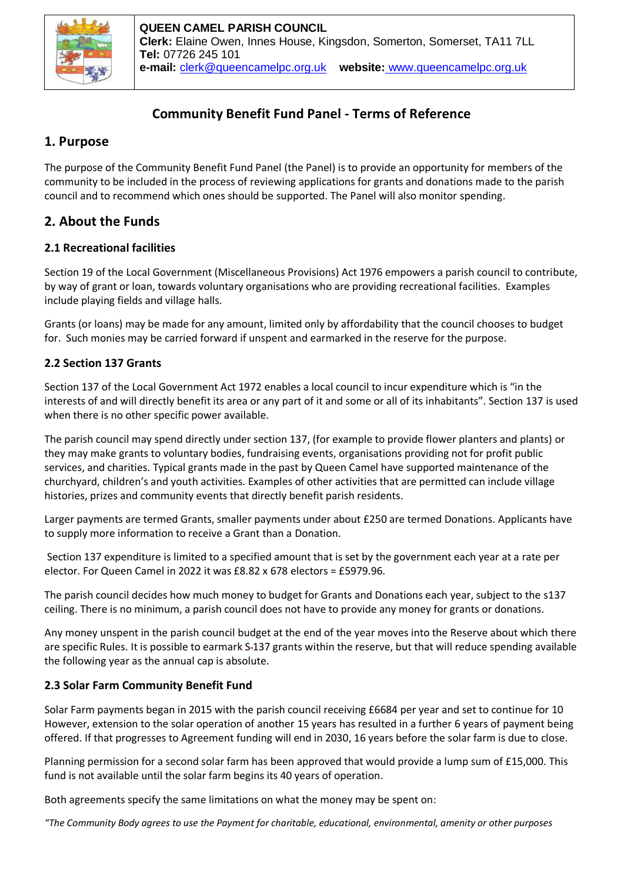**QUEEN CAMEL PARISH COUNCIL**
**Clerk:** Elaine Owen, Innes House, Kingsdon, Somerton, Somerset, TA11 7LL
**Tel:** 07726 245 101
**e-mail:** clerk@queencamelpc.org.uk **website:** www.queencamelpc.org.uk

# Community Benefit Fund Panel - Terms of Reference

## 1. Purpose

The purpose of the Community Benefit Fund Panel (the Panel) is to provide an opportunity for members of the community to be included in the process of reviewing applications for grants and donations made to the parish council and to recommend which ones should be supported. The Panel will also monitor spending.

## 2. About the Funds

### 2.1 Recreational facilities

Section 19 of the Local Government (Miscellaneous Provisions) Act 1976 empowers a parish council to contribute, by way of grant or loan, towards voluntary organisations who are providing recreational facilities. Examples include playing fields and village halls.

Grants (or loans) may be made for any amount, limited only by affordability that the council chooses to budget for. Such monies may be carried forward if unspent and earmarked in the reserve for the purpose.

### 2.2 Section 137 Grants

Section 137 of the Local Government Act 1972 enables a local council to incur expenditure which is "in the interests of and will directly benefit its area or any part of it and some or all of its inhabitants". Section 137 is used when there is no other specific power available.

The parish council may spend directly under section 137, (for example to provide flower planters and plants) or they may make grants to voluntary bodies, fundraising events, organisations providing not for profit public services, and charities. Typical grants made in the past by Queen Camel have supported maintenance of the churchyard, children's and youth activities. Examples of other activities that are permitted can include village histories, prizes and community events that directly benefit parish residents.

Larger payments are termed Grants, smaller payments under about £250 are termed Donations. Applicants have to supply more information to receive a Grant than a Donation.

Section 137 expenditure is limited to a specified amount that is set by the government each year at a rate per elector. For Queen Camel in 2022 it was £8.82 x 678 electors = £5979.96.

The parish council decides how much money to budget for Grants and Donations each year, subject to the s137 ceiling. There is no minimum, a parish council does not have to provide any money for grants or donations.

Any money unspent in the parish council budget at the end of the year moves into the Reserve about which there are specific Rules. It is possible to earmark S-137 grants within the reserve, but that will reduce spending available the following year as the annual cap is absolute.

### 2.3 Solar Farm Community Benefit Fund

Solar Farm payments began in 2015 with the parish council receiving £6684 per year and set to continue for 10 However, extension to the solar operation of another 15 years has resulted in a further 6 years of payment being offered. If that progresses to Agreement funding will end in 2030, 16 years before the solar farm is due to close.

Planning permission for a second solar farm has been approved that would provide a lump sum of £15,000. This fund is not available until the solar farm begins its 40 years of operation.

Both agreements specify the same limitations on what the money may be spent on:

*"The Community Body agrees to use the Payment for charitable, educational, environmental, amenity or other purposes*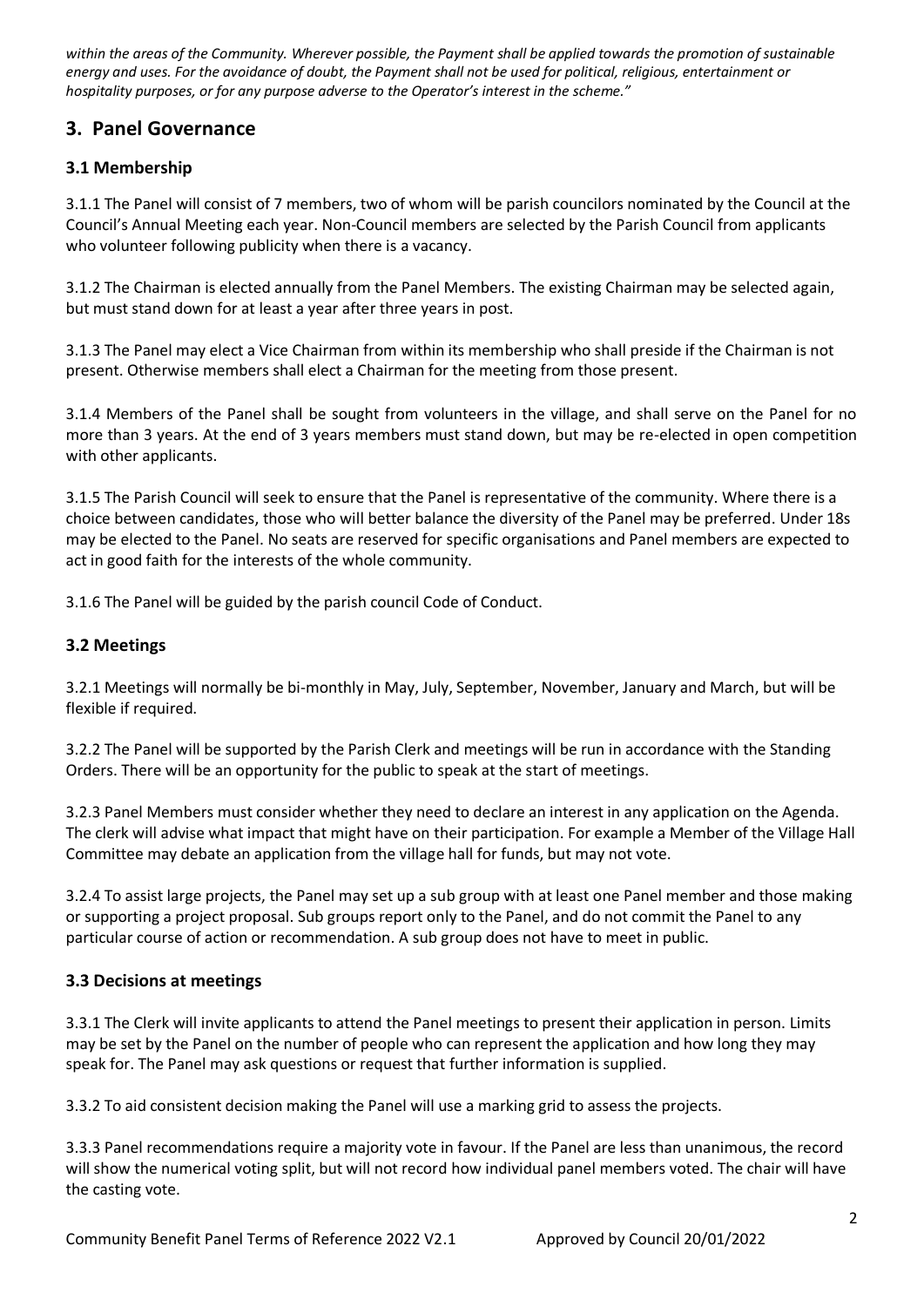*within the areas of the Community. Wherever possible, the Payment shall be applied towards the promotion of sustainable energy and uses. For the avoidance of doubt, the Payment shall not be used for political, religious, entertainment or hospitality purposes, or for any purpose adverse to the Operator's interest in the scheme."*

## 3. Panel Governance

### 3.1 Membership

3.1.1 The Panel will consist of 7 members, two of whom will be parish councilors nominated by the Council at the Council's Annual Meeting each year. Non-Council members are selected by the Parish Council from applicants who volunteer following publicity when there is a vacancy.

3.1.2 The Chairman is elected annually from the Panel Members. The existing Chairman may be selected again, but must stand down for at least a year after three years in post.

3.1.3 The Panel may elect a Vice Chairman from within its membership who shall preside if the Chairman is not present. Otherwise members shall elect a Chairman for the meeting from those present.

3.1.4 Members of the Panel shall be sought from volunteers in the village, and shall serve on the Panel for no more than 3 years. At the end of 3 years members must stand down, but may be re-elected in open competition with other applicants.

3.1.5 The Parish Council will seek to ensure that the Panel is representative of the community. Where there is a choice between candidates, those who will better balance the diversity of the Panel may be preferred. Under 18s may be elected to the Panel. No seats are reserved for specific organisations and Panel members are expected to act in good faith for the interests of the whole community.

3.1.6 The Panel will be guided by the parish council Code of Conduct.

### 3.2 Meetings

3.2.1 Meetings will normally be bi-monthly in May, July, September, November, January and March, but will be flexible if required.

3.2.2 The Panel will be supported by the Parish Clerk and meetings will be run in accordance with the Standing Orders. There will be an opportunity for the public to speak at the start of meetings.

3.2.3 Panel Members must consider whether they need to declare an interest in any application on the Agenda. The clerk will advise what impact that might have on their participation. For example a Member of the Village Hall Committee may debate an application from the village hall for funds, but may not vote.

3.2.4 To assist large projects, the Panel may set up a sub group with at least one Panel member and those making or supporting a project proposal. Sub groups report only to the Panel, and do not commit the Panel to any particular course of action or recommendation. A sub group does not have to meet in public.

### 3.3 Decisions at meetings

3.3.1 The Clerk will invite applicants to attend the Panel meetings to present their application in person. Limits may be set by the Panel on the number of people who can represent the application and how long they may speak for. The Panel may ask questions or request that further information is supplied.

3.3.2 To aid consistent decision making the Panel will use a marking grid to assess the projects.

3.3.3 Panel recommendations require a majority vote in favour. If the Panel are less than unanimous, the record will show the numerical voting split, but will not record how individual panel members voted. The chair will have the casting vote.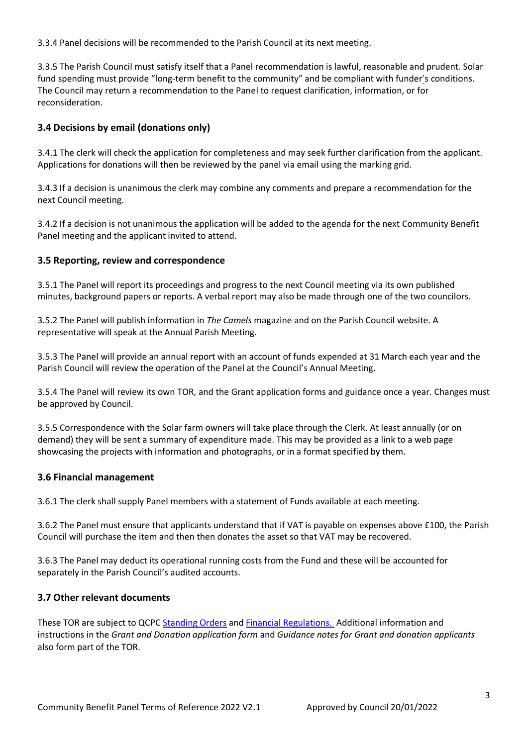3.3.4 Panel decisions will be recommended to the Parish Council at its next meeting.

3.3.5 The Parish Council must satisfy itself that a Panel recommendation is lawful, reasonable and prudent. Solar fund spending must provide "long-term benefit to the community" and be compliant with funder's conditions. The Council may return a recommendation to the Panel to request clarification, information, or for reconsideration.

### 3.4 Decisions by email (donations only)

3.4.1 The clerk will check the application for completeness and may seek further clarification from the applicant. Applications for donations will then be reviewed by the panel via email using the marking grid.

3.4.3 If a decision is unanimous the clerk may combine any comments and prepare a recommendation for the next Council meeting.

3.4.2 If a decision is not unanimous the application will be added to the agenda for the next Community Benefit Panel meeting and the applicant invited to attend.

### 3.5 Reporting, review and correspondence

3.5.1 The Panel will report its proceedings and progress to the next Council meeting via its own published minutes, background papers or reports. A verbal report may also be made through one of the two councilors.

3.5.2 The Panel will publish information in *The Camels* magazine and on the Parish Council website. A representative will speak at the Annual Parish Meeting.

3.5.3 The Panel will provide an annual report with an account of funds expended at 31 March each year and the Parish Council will review the operation of the Panel at the Council's Annual Meeting.

3.5.4 The Panel will review its own TOR, and the Grant application forms and guidance once a year. Changes must be approved by Council.

3.5.5 Correspondence with the Solar farm owners will take place through the Clerk. At least annually (or on demand) they will be sent a summary of expenditure made. This may be provided as a link to a web page showcasing the projects with information and photographs, or in a format specified by them.

### 3.6 Financial management

3.6.1 The clerk shall supply Panel members with a statement of Funds available at each meeting.

3.6.2 The Panel must ensure that applicants understand that if VAT is payable on expenses above £100, the Parish Council will purchase the item and then then donates the asset so that VAT may be recovered.

3.6.3 The Panel may deduct its operational running costs from the Fund and these will be accounted for separately in the Parish Council's audited accounts.

### 3.7 Other relevant documents

These TOR are subject to QCPC Standing Orders and Financial Regulations. Additional information and instructions in the *Grant and Donation application form* and *Guidance notes for Grant and donation applicants* also form part of the TOR.

Community Benefit Panel Terms of Reference 2022 V2.1 Approved by Council 20/01/2022